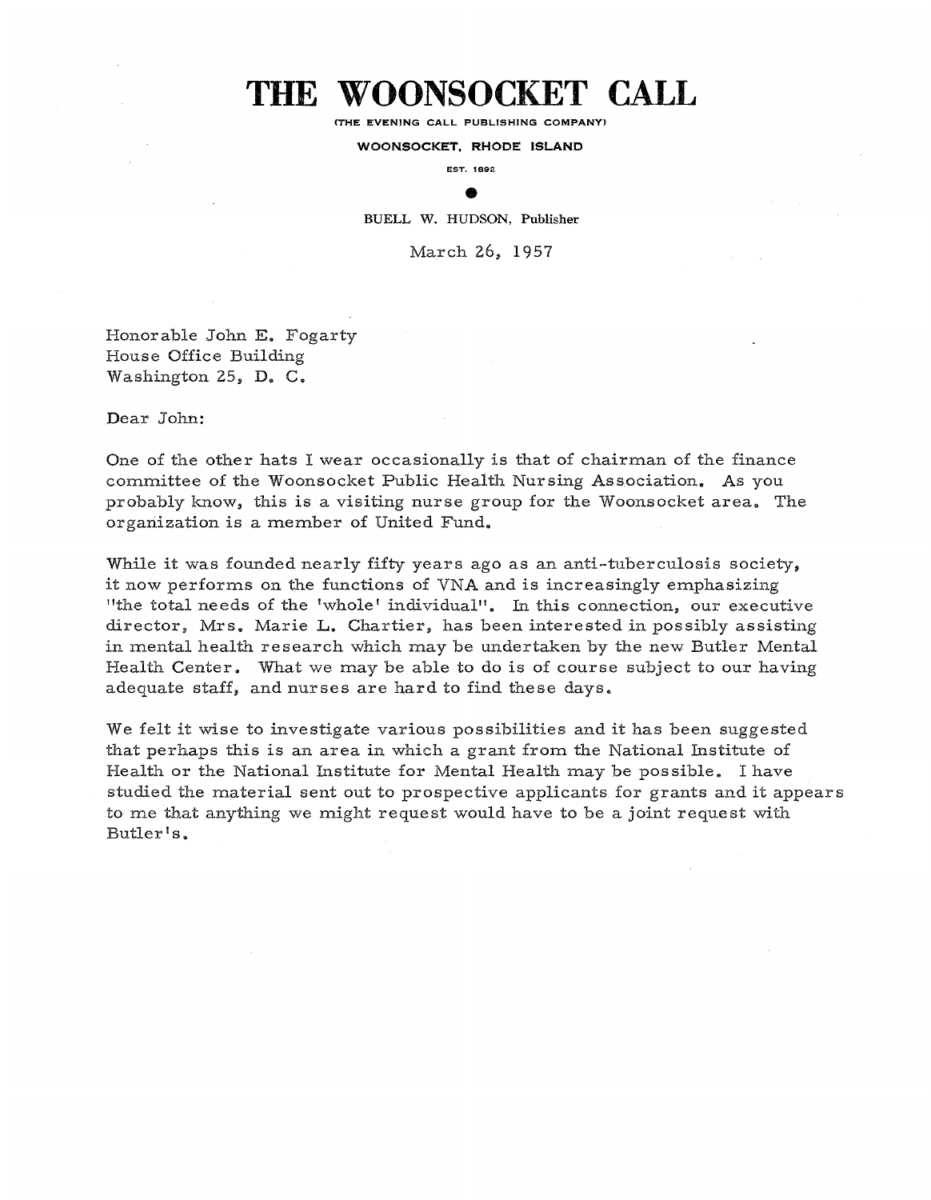# THE WOONSOCKET CALL

(THE EVENING CALL PUBLISHING COMPANY)

**WOONSOCKET, RHODE ISLAND**

EST. 1892

BUELL W. HUDSON, Publisher

March 26, 1957

Honorable John E. Fogarty
House Office Building
Washington 25, D. C.

Dear John:

One of the other hats I wear occasionally is that of chairman of the finance committee of the Woonsocket Public Health Nursing Association. As you probably know, this is a visiting nurse group for the Woonsocket area. The organization is a member of United Fund.

While it was founded nearly fifty years ago as an anti-tuberculosis society, it now performs on the functions of VNA and is increasingly emphasizing "the total needs of the 'whole' individual". In this connection, our executive director, Mrs. Marie L. Chartier, has been interested in possibly assisting in mental health research which may be undertaken by the new Butler Mental Health Center. What we may be able to do is of course subject to our having adequate staff, and nurses are hard to find these days.

We felt it wise to investigate various possibilities and it has been suggested that perhaps this is an area in which a grant from the National Institute of Health or the National Institute for Mental Health may be possible. I have studied the material sent out to prospective applicants for grants and it appears to me that anything we might request would have to be a joint request with Butler's.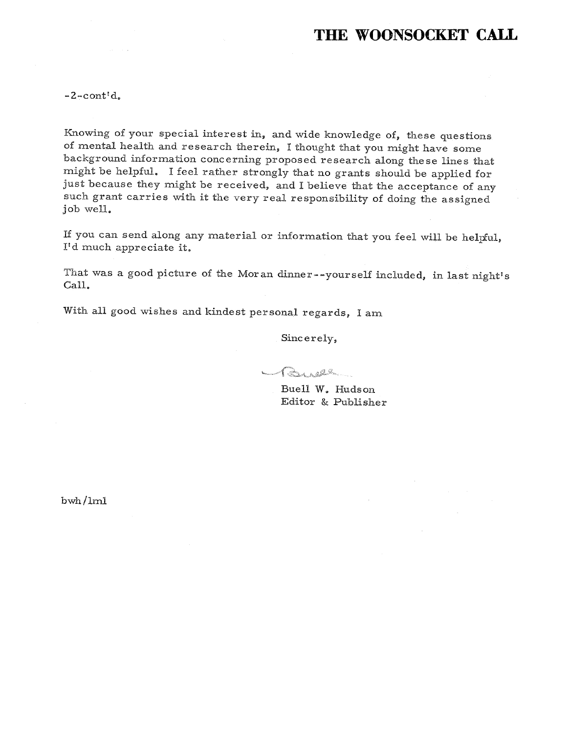-2-cont'd.

Knowing of your special interest in, and wide knowledge of, these questions of mental health and research therein, I thought that you might have some background information concerning proposed research along these lines that might be helpful. I feel rather strongly that no grants should be applied for just because they might be received, and I believe that the acceptance of any such grant carries with it the very real responsibility of doing the assigned job well.

If you can send along any material or information that you feel will be helpful, I'd much appreciate it.

That was a good picture of the Moran dinner--yourself included, in last night's Call.

With all good wishes and kindest personal regards, I am

Sincerely,

Buell

Buell W. Hudson
Editor & Publisher

bwh/lml